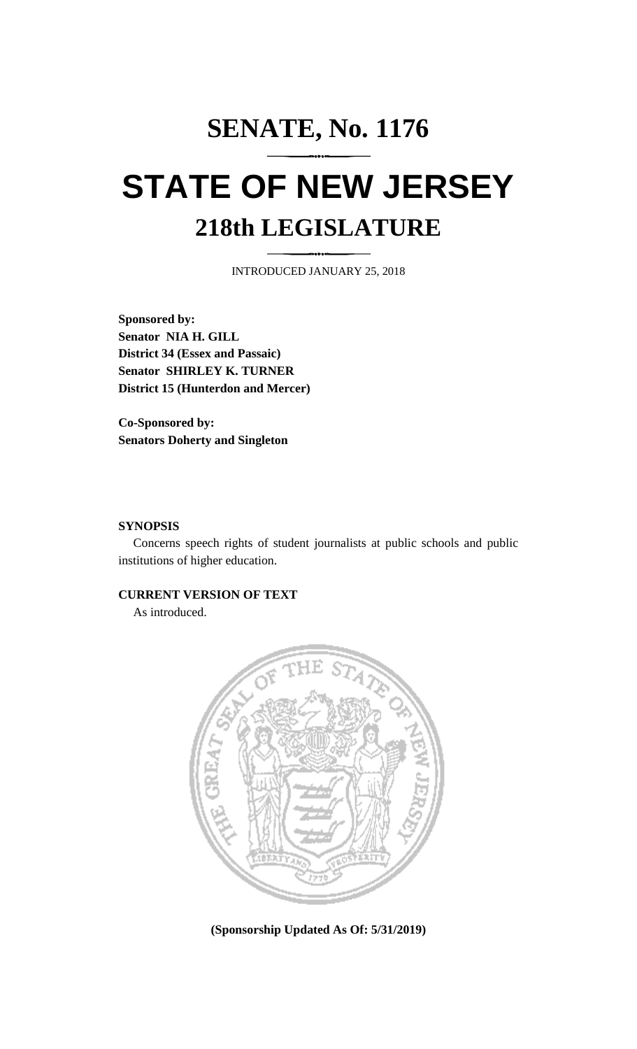# SENATE, No. 1176

# STATE OF NEW JERSEY

## 218th LEGISLATURE

INTRODUCED JANUARY 25, 2018

**Sponsored by:**
**Senator NIA H. GILL**
**District 34 (Essex and Passaic)**
**Senator SHIRLEY K. TURNER**
**District 15 (Hunterdon and Mercer)**

**Co-Sponsored by:**
**Senators Doherty and Singleton**

**SYNOPSIS**

Concerns speech rights of student journalists at public schools and public institutions of higher education.

**CURRENT VERSION OF TEXT**

As introduced.

**(Sponsorship Updated As Of: 5/31/2019)**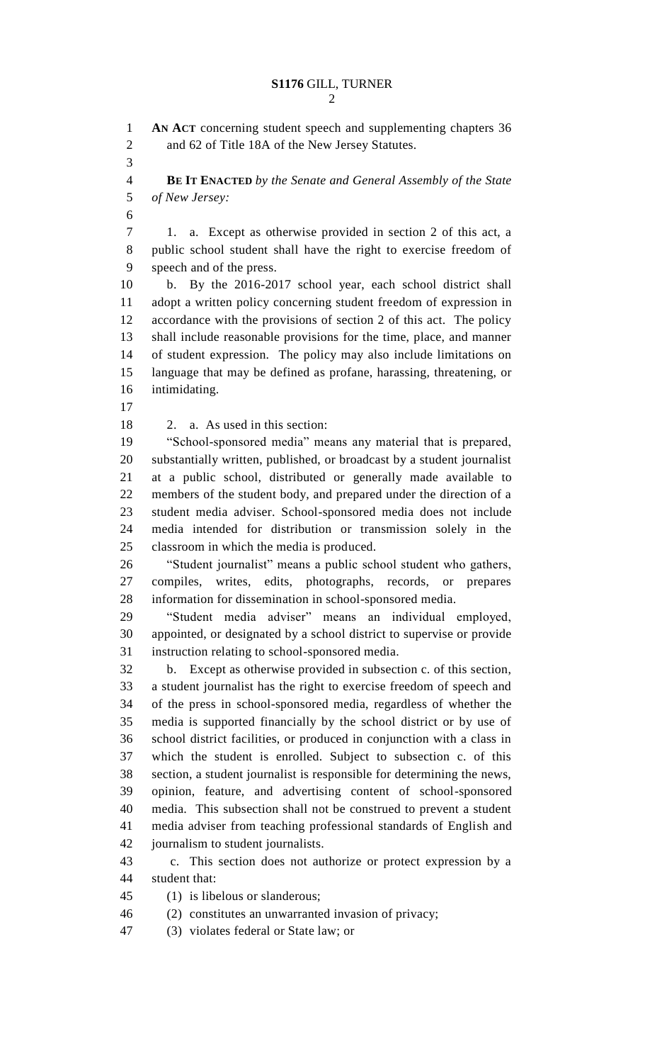**AN ACT** concerning student speech and supplementing chapters 36 and 62 of Title 18A of the New Jersey Statutes.

**BE IT ENACTED** *by the Senate and General Assembly of the State of New Jersey:*

1. a. Except as otherwise provided in section 2 of this act, a public school student shall have the right to exercise freedom of speech and of the press.

b. By the 2016-2017 school year, each school district shall adopt a written policy concerning student freedom of expression in accordance with the provisions of section 2 of this act. The policy shall include reasonable provisions for the time, place, and manner of student expression. The policy may also include limitations on language that may be defined as profane, harassing, threatening, or intimidating.

2. a. As used in this section:

"School-sponsored media" means any material that is prepared, substantially written, published, or broadcast by a student journalist at a public school, distributed or generally made available to members of the student body, and prepared under the direction of a student media adviser. School-sponsored media does not include media intended for distribution or transmission solely in the classroom in which the media is produced.

"Student journalist" means a public school student who gathers, compiles, writes, edits, photographs, records, or prepares information for dissemination in school-sponsored media.

"Student media adviser" means an individual employed, appointed, or designated by a school district to supervise or provide instruction relating to school-sponsored media.

b. Except as otherwise provided in subsection c. of this section, a student journalist has the right to exercise freedom of speech and of the press in school-sponsored media, regardless of whether the media is supported financially by the school district or by use of school district facilities, or produced in conjunction with a class in which the student is enrolled. Subject to subsection c. of this section, a student journalist is responsible for determining the news, opinion, feature, and advertising content of school-sponsored media. This subsection shall not be construed to prevent a student media adviser from teaching professional standards of English and journalism to student journalists.

c. This section does not authorize or protect expression by a student that:

(1) is libelous or slanderous;

(2) constitutes an unwarranted invasion of privacy;

(3) violates federal or State law; or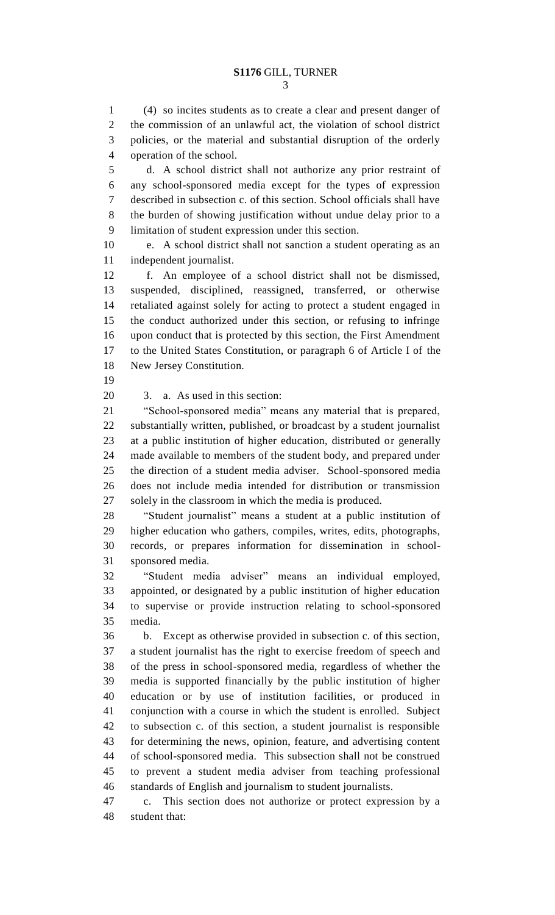(4) so incites students as to create a clear and present danger of the commission of an unlawful act, the violation of school district policies, or the material and substantial disruption of the orderly operation of the school.

d. A school district shall not authorize any prior restraint of any school-sponsored media except for the types of expression described in subsection c. of this section. School officials shall have the burden of showing justification without undue delay prior to a limitation of student expression under this section.

e. A school district shall not sanction a student operating as an independent journalist.

f. An employee of a school district shall not be dismissed, suspended, disciplined, reassigned, transferred, or otherwise retaliated against solely for acting to protect a student engaged in the conduct authorized under this section, or refusing to infringe upon conduct that is protected by this section, the First Amendment to the United States Constitution, or paragraph 6 of Article I of the New Jersey Constitution.

3. a. As used in this section:

"School-sponsored media" means any material that is prepared, substantially written, published, or broadcast by a student journalist at a public institution of higher education, distributed or generally made available to members of the student body, and prepared under the direction of a student media adviser. School-sponsored media does not include media intended for distribution or transmission solely in the classroom in which the media is produced.

"Student journalist" means a student at a public institution of higher education who gathers, compiles, writes, edits, photographs, records, or prepares information for dissemination in school-sponsored media.

"Student media adviser" means an individual employed, appointed, or designated by a public institution of higher education to supervise or provide instruction relating to school-sponsored media.

b. Except as otherwise provided in subsection c. of this section, a student journalist has the right to exercise freedom of speech and of the press in school-sponsored media, regardless of whether the media is supported financially by the public institution of higher education or by use of institution facilities, or produced in conjunction with a course in which the student is enrolled. Subject to subsection c. of this section, a student journalist is responsible for determining the news, opinion, feature, and advertising content of school-sponsored media. This subsection shall not be construed to prevent a student media adviser from teaching professional standards of English and journalism to student journalists.

c. This section does not authorize or protect expression by a student that: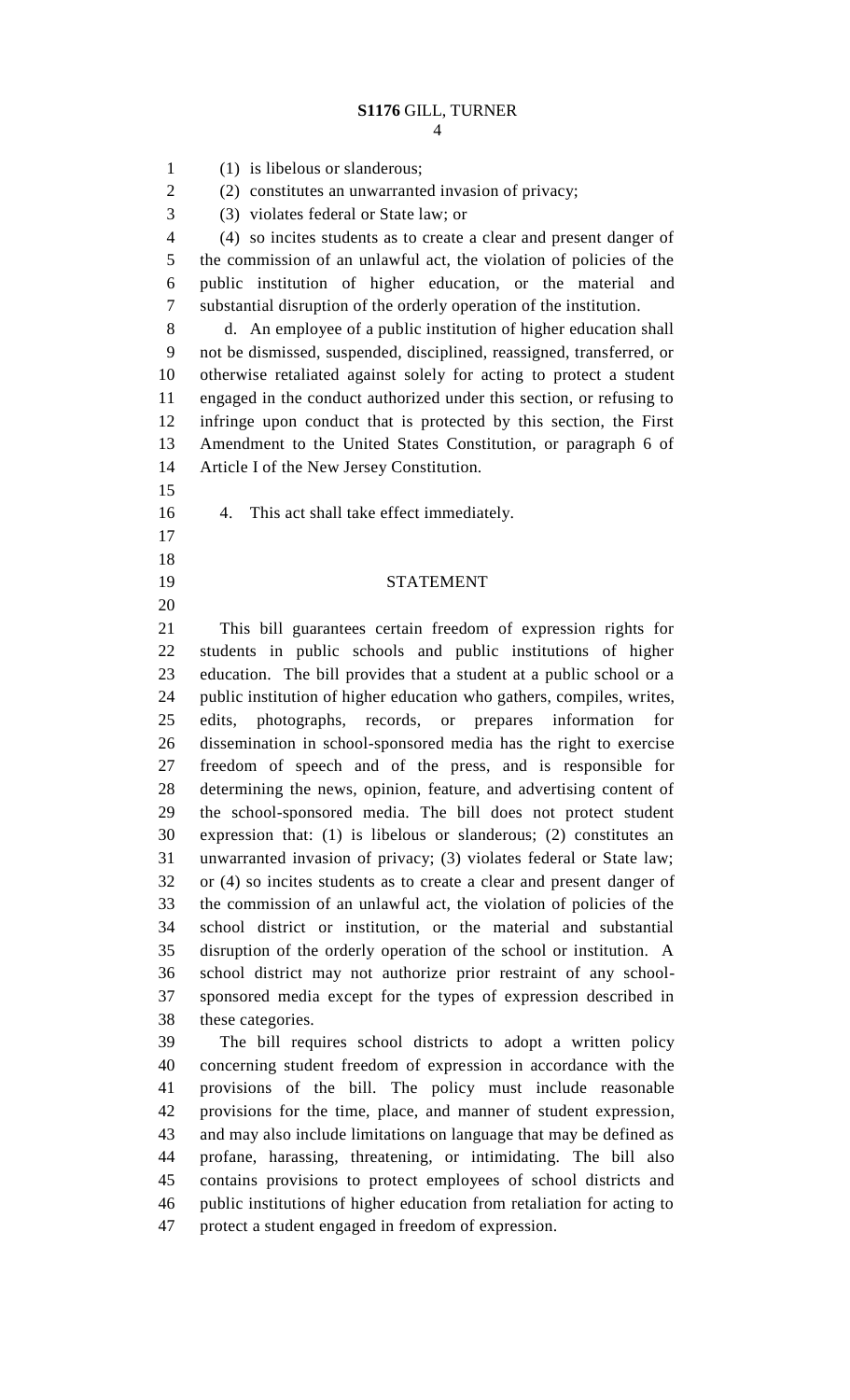(1) is libelous or slanderous;

(2) constitutes an unwarranted invasion of privacy;

(3) violates federal or State law; or

(4) so incites students as to create a clear and present danger of the commission of an unlawful act, the violation of policies of the public institution of higher education, or the material and substantial disruption of the orderly operation of the institution.

d. An employee of a public institution of higher education shall not be dismissed, suspended, disciplined, reassigned, transferred, or otherwise retaliated against solely for acting to protect a student engaged in the conduct authorized under this section, or refusing to infringe upon conduct that is protected by this section, the First Amendment to the United States Constitution, or paragraph 6 of Article I of the New Jersey Constitution.

4. This act shall take effect immediately.

## STATEMENT

This bill guarantees certain freedom of expression rights for students in public schools and public institutions of higher education. The bill provides that a student at a public school or a public institution of higher education who gathers, compiles, writes, edits, photographs, records, or prepares information for dissemination in school-sponsored media has the right to exercise freedom of speech and of the press, and is responsible for determining the news, opinion, feature, and advertising content of the school-sponsored media. The bill does not protect student expression that: (1) is libelous or slanderous; (2) constitutes an unwarranted invasion of privacy; (3) violates federal or State law; or (4) so incites students as to create a clear and present danger of the commission of an unlawful act, the violation of policies of the school district or institution, or the material and substantial disruption of the orderly operation of the school or institution. A school district may not authorize prior restraint of any school-sponsored media except for the types of expression described in these categories.

The bill requires school districts to adopt a written policy concerning student freedom of expression in accordance with the provisions of the bill. The policy must include reasonable provisions for the time, place, and manner of student expression, and may also include limitations on language that may be defined as profane, harassing, threatening, or intimidating. The bill also contains provisions to protect employees of school districts and public institutions of higher education from retaliation for acting to protect a student engaged in freedom of expression.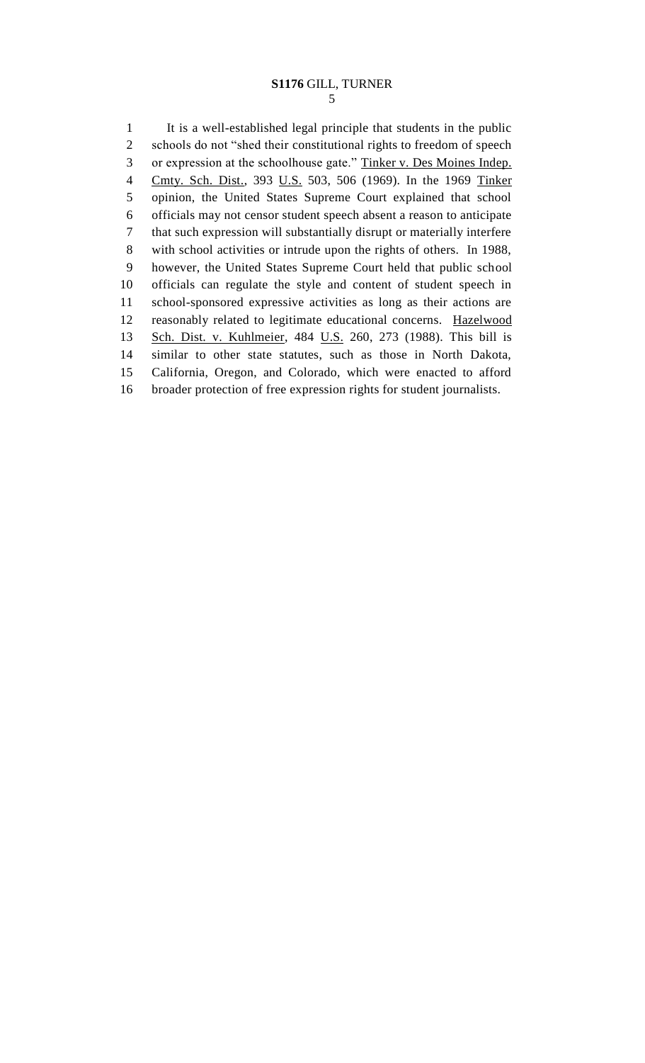It is a well-established legal principle that students in the public schools do not "shed their constitutional rights to freedom of speech or expression at the schoolhouse gate." Tinker v. Des Moines Indep. Cmty. Sch. Dist., 393 U.S. 503, 506 (1969). In the 1969 Tinker opinion, the United States Supreme Court explained that school officials may not censor student speech absent a reason to anticipate that such expression will substantially disrupt or materially interfere with school activities or intrude upon the rights of others. In 1988, however, the United States Supreme Court held that public school officials can regulate the style and content of student speech in school-sponsored expressive activities as long as their actions are reasonably related to legitimate educational concerns. Hazelwood Sch. Dist. v. Kuhlmeier, 484 U.S. 260, 273 (1988). This bill is similar to other state statutes, such as those in North Dakota, California, Oregon, and Colorado, which were enacted to afford broader protection of free expression rights for student journalists.